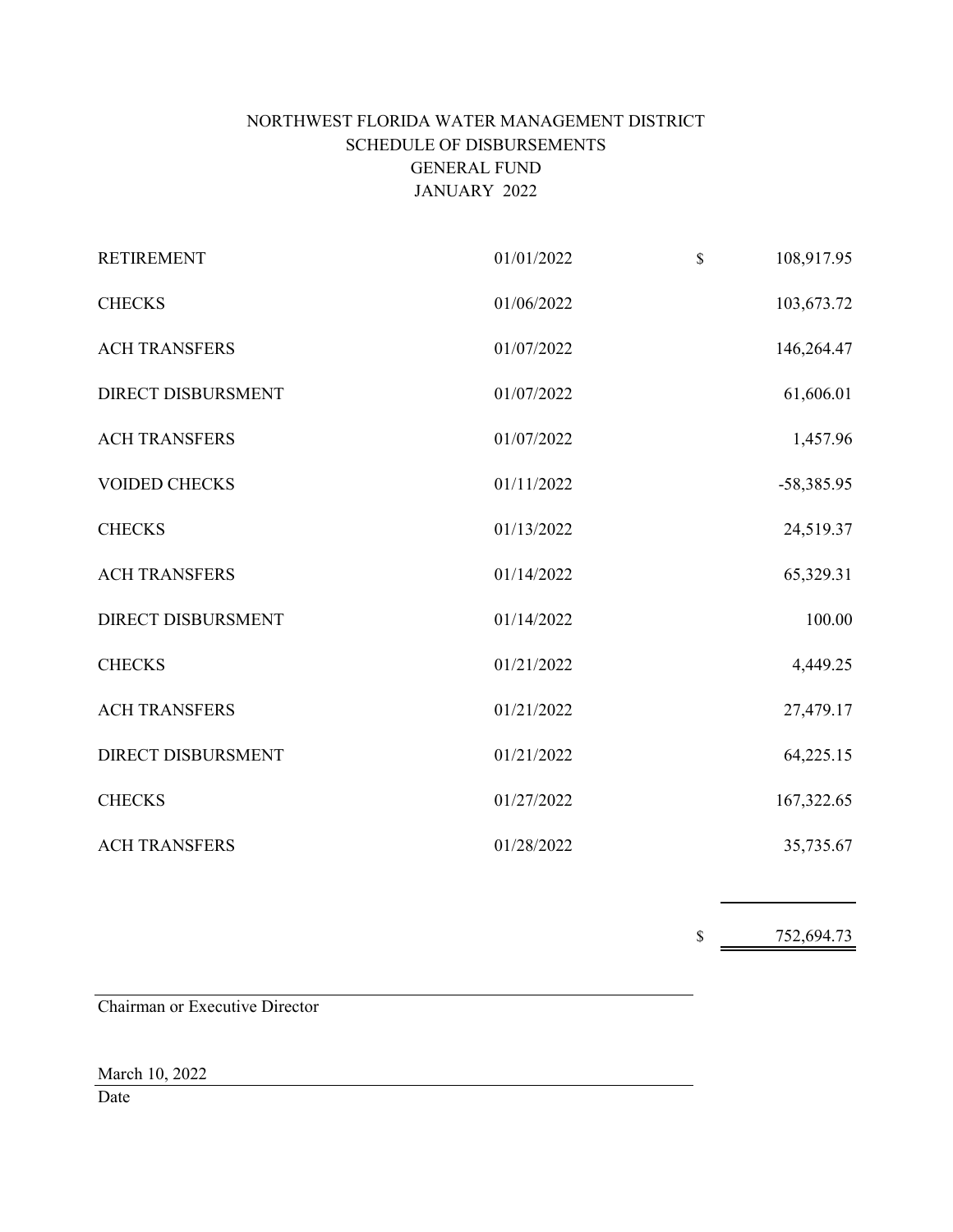# NORTHWEST FLORIDA WATER MANAGEMENT DISTRICT
## SCHEDULE OF DISBURSEMENTS
## GENERAL FUND
## JANUARY 2022

| | | | |
|---|---|---|---|
| RETIREMENT | 01/01/2022 | $ | 108,917.95 |
| CHECKS | 01/06/2022 | | 103,673.72 |
| ACH TRANSFERS | 01/07/2022 | | 146,264.47 |
| DIRECT DISBURSMENT | 01/07/2022 | | 61,606.01 |
| ACH TRANSFERS | 01/07/2022 | | 1,457.96 |
| VOIDED CHECKS | 01/11/2022 | | -58,385.95 |
| CHECKS | 01/13/2022 | | 24,519.37 |
| ACH TRANSFERS | 01/14/2022 | | 65,329.31 |
| DIRECT DISBURSMENT | 01/14/2022 | | 100.00 |
| CHECKS | 01/21/2022 | | 4,449.25 |
| ACH TRANSFERS | 01/21/2022 | | 27,479.17 |
| DIRECT DISBURSMENT | 01/21/2022 | | 64,225.15 |
| CHECKS | 01/27/2022 | | 167,322.65 |
| ACH TRANSFERS | 01/28/2022 | | 35,735.67 |
| | | $ | 752,694.73 |

Chairman or Executive Director

March 10, 2022

Date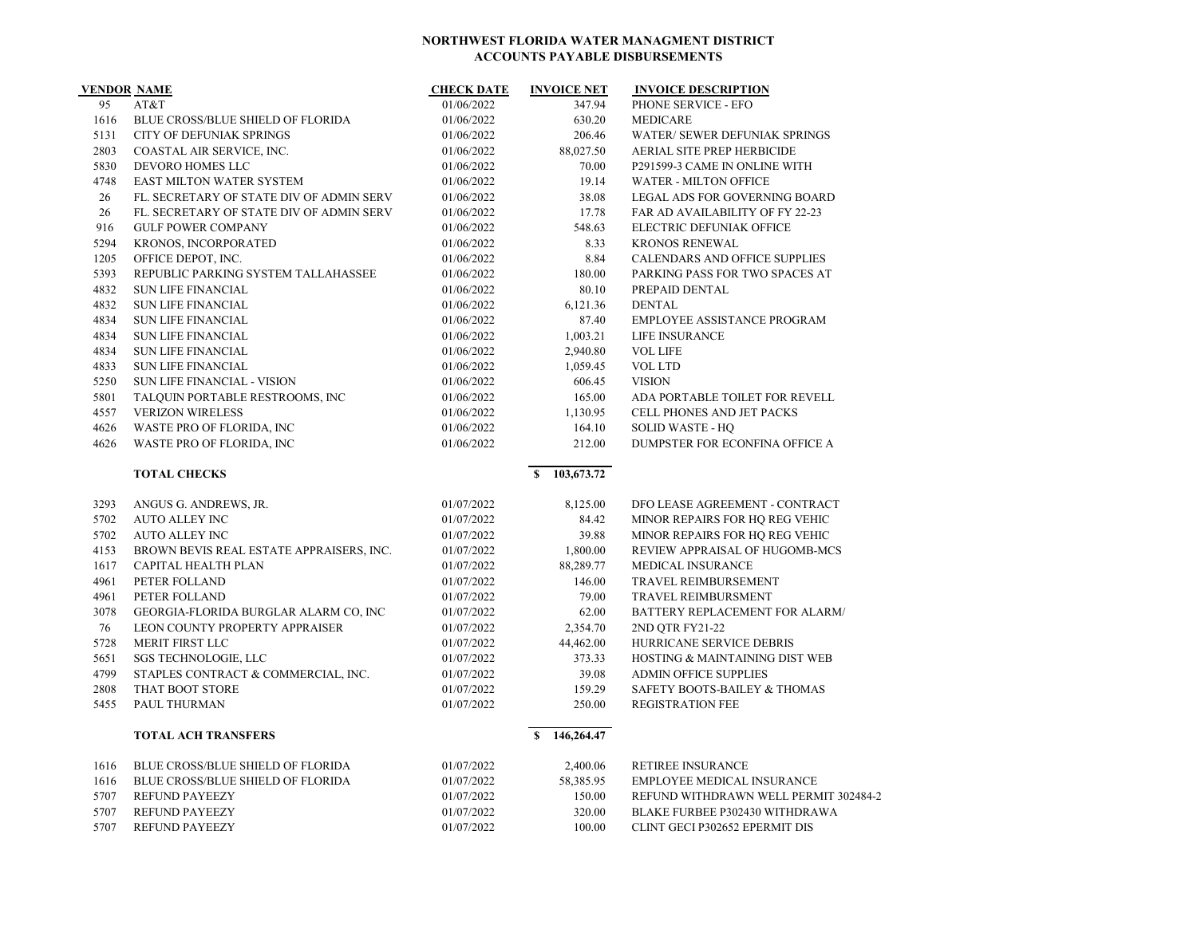**NORTHWEST FLORIDA WATER MANAGMENT DISTRICT**
**ACCOUNTS PAYABLE DISBURSEMENTS**

| VENDOR | NAME | CHECK DATE | INVOICE NET | INVOICE DESCRIPTION |
|---|---|---|---|---|
| 95 | AT&T | 01/06/2022 | 347.94 | PHONE SERVICE - EFO |
| 1616 | BLUE CROSS/BLUE SHIELD OF FLORIDA | 01/06/2022 | 630.20 | MEDICARE |
| 5131 | CITY OF DEFUNIAK SPRINGS | 01/06/2022 | 206.46 | WATER/ SEWER DEFUNIAK SPRINGS |
| 2803 | COASTAL AIR SERVICE, INC. | 01/06/2022 | 88,027.50 | AERIAL SITE PREP HERBICIDE |
| 5830 | DEVORO HOMES LLC | 01/06/2022 | 70.00 | P291599-3 CAME IN ONLINE WITH |
| 4748 | EAST MILTON WATER SYSTEM | 01/06/2022 | 19.14 | WATER - MILTON OFFICE |
| 26 | FL. SECRETARY OF STATE DIV OF ADMIN SERV | 01/06/2022 | 38.08 | LEGAL ADS FOR GOVERNING BOARD |
| 26 | FL. SECRETARY OF STATE DIV OF ADMIN SERV | 01/06/2022 | 17.78 | FAR AD AVAILABILITY OF FY 22-23 |
| 916 | GULF POWER COMPANY | 01/06/2022 | 548.63 | ELECTRIC DEFUNIAK OFFICE |
| 5294 | KRONOS, INCORPORATED | 01/06/2022 | 8.33 | KRONOS RENEWAL |
| 1205 | OFFICE DEPOT, INC. | 01/06/2022 | 8.84 | CALENDARS AND OFFICE SUPPLIES |
| 5393 | REPUBLIC PARKING SYSTEM TALLAHASSEE | 01/06/2022 | 180.00 | PARKING PASS FOR TWO SPACES AT |
| 4832 | SUN LIFE FINANCIAL | 01/06/2022 | 80.10 | PREPAID DENTAL |
| 4832 | SUN LIFE FINANCIAL | 01/06/2022 | 6,121.36 | DENTAL |
| 4834 | SUN LIFE FINANCIAL | 01/06/2022 | 87.40 | EMPLOYEE ASSISTANCE PROGRAM |
| 4834 | SUN LIFE FINANCIAL | 01/06/2022 | 1,003.21 | LIFE INSURANCE |
| 4834 | SUN LIFE FINANCIAL | 01/06/2022 | 2,940.80 | VOL LIFE |
| 4833 | SUN LIFE FINANCIAL | 01/06/2022 | 1,059.45 | VOL LTD |
| 5250 | SUN LIFE FINANCIAL - VISION | 01/06/2022 | 606.45 | VISION |
| 5801 | TALQUIN PORTABLE RESTROOMS, INC | 01/06/2022 | 165.00 | ADA PORTABLE TOILET FOR REVELL |
| 4557 | VERIZON WIRELESS | 01/06/2022 | 1,130.95 | CELL PHONES AND JET PACKS |
| 4626 | WASTE PRO OF FLORIDA, INC | 01/06/2022 | 164.10 | SOLID WASTE - HQ |
| 4626 | WASTE PRO OF FLORIDA, INC | 01/06/2022 | 212.00 | DUMPSTER FOR ECONFINA OFFICE A |
| | **TOTAL CHECKS** | | **$ 103,673.72** | |
| 3293 | ANGUS G. ANDREWS, JR. | 01/07/2022 | 8,125.00 | DFO LEASE AGREEMENT - CONTRACT |
| 5702 | AUTO ALLEY INC | 01/07/2022 | 84.42 | MINOR REPAIRS FOR HQ REG VEHIC |
| 5702 | AUTO ALLEY INC | 01/07/2022 | 39.88 | MINOR REPAIRS FOR HQ REG VEHIC |
| 4153 | BROWN BEVIS REAL ESTATE APPRAISERS, INC. | 01/07/2022 | 1,800.00 | REVIEW APPRAISAL OF HUGOMB-MCS |
| 1617 | CAPITAL HEALTH PLAN | 01/07/2022 | 88,289.77 | MEDICAL INSURANCE |
| 4961 | PETER FOLLAND | 01/07/2022 | 146.00 | TRAVEL REIMBURSEMENT |
| 4961 | PETER FOLLAND | 01/07/2022 | 79.00 | TRAVEL REIMBURSMENT |
| 3078 | GEORGIA-FLORIDA BURGLAR ALARM CO, INC | 01/07/2022 | 62.00 | BATTERY REPLACEMENT FOR ALARM/ |
| 76 | LEON COUNTY PROPERTY APPRAISER | 01/07/2022 | 2,354.70 | 2ND QTR FY21-22 |
| 5728 | MERIT FIRST LLC | 01/07/2022 | 44,462.00 | HURRICANE SERVICE DEBRIS |
| 5651 | SGS TECHNOLOGIE, LLC | 01/07/2022 | 373.33 | HOSTING & MAINTAINING DIST WEB |
| 4799 | STAPLES CONTRACT & COMMERCIAL, INC. | 01/07/2022 | 39.08 | ADMIN OFFICE SUPPLIES |
| 2808 | THAT BOOT STORE | 01/07/2022 | 159.29 | SAFETY BOOTS-BAILEY & THOMAS |
| 5455 | PAUL THURMAN | 01/07/2022 | 250.00 | REGISTRATION FEE |
| | **TOTAL ACH TRANSFERS** | | **$ 146,264.47** | |
| 1616 | BLUE CROSS/BLUE SHIELD OF FLORIDA | 01/07/2022 | 2,400.06 | RETIREE INSURANCE |
| 1616 | BLUE CROSS/BLUE SHIELD OF FLORIDA | 01/07/2022 | 58,385.95 | EMPLOYEE MEDICAL INSURANCE |
| 5707 | REFUND PAYEEZY | 01/07/2022 | 150.00 | REFUND WITHDRAWN WELL PERMIT 302484-2 |
| 5707 | REFUND PAYEEZY | 01/07/2022 | 320.00 | BLAKE FURBEE P302430 WITHDRAWA |
| 5707 | REFUND PAYEEZY | 01/07/2022 | 100.00 | CLINT GECI P302652 EPERMIT DIS |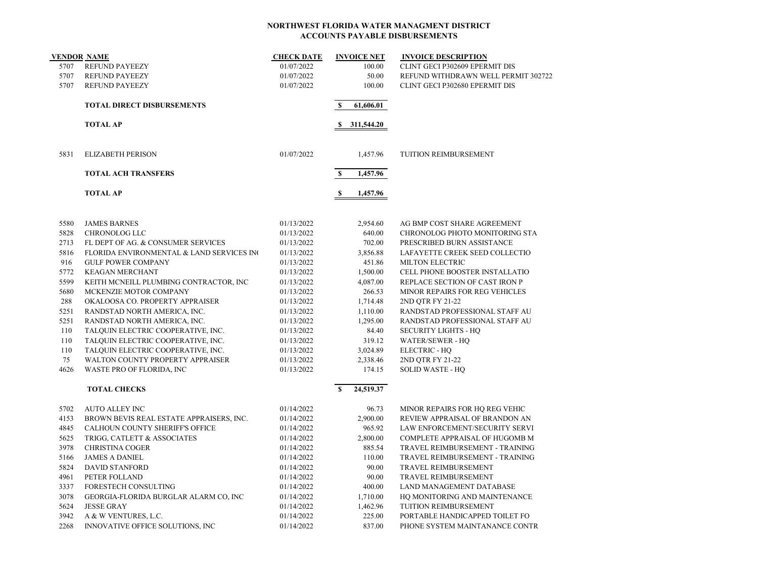# NORTHWEST FLORIDA WATER MANAGMENT DISTRICT
## ACCOUNTS PAYABLE DISBURSEMENTS

| VENDOR | NAME | CHECK DATE | INVOICE NET | INVOICE DESCRIPTION |
|---|---|---|---|---|
| 5707 | REFUND PAYEEZY | 01/07/2022 | 100.00 | CLINT GECI P302609 EPERMIT DIS |
| 5707 | REFUND PAYEEZY | 01/07/2022 | 50.00 | REFUND WITHDRAWN WELL PERMIT 302722 |
| 5707 | REFUND PAYEEZY | 01/07/2022 | 100.00 | CLINT GECI P302680 EPERMIT DIS |
| | **TOTAL DIRECT DISBURSEMENTS** | | **$ 61,606.01** | |
| | **TOTAL AP** | | **$ 311,544.20** | |
| 5831 | ELIZABETH PERISON | 01/07/2022 | 1,457.96 | TUITION REIMBURSEMENT |
| | **TOTAL ACH TRANSFERS** | | **$ 1,457.96** | |
| | **TOTAL AP** | | **$ 1,457.96** | |
| 5580 | JAMES BARNES | 01/13/2022 | 2,954.60 | AG BMP COST SHARE AGREEMENT |
| 5828 | CHRONOLOG LLC | 01/13/2022 | 640.00 | CHRONOLOG PHOTO MONITORING STA |
| 2713 | FL DEPT OF AG. & CONSUMER SERVICES | 01/13/2022 | 702.00 | PRESCRIBED BURN ASSISTANCE |
| 5816 | FLORIDA ENVIRONMENTAL & LAND SERVICES IN( | 01/13/2022 | 3,856.88 | LAFAYETTE CREEK SEED COLLECTIO |
| 916 | GULF POWER COMPANY | 01/13/2022 | 451.86 | MILTON ELECTRIC |
| 5772 | KEAGAN MERCHANT | 01/13/2022 | 1,500.00 | CELL PHONE BOOSTER INSTALLATIO |
| 5599 | KEITH MCNEILL PLUMBING CONTRACTOR, INC | 01/13/2022 | 4,087.00 | REPLACE SECTION OF CAST IRON P |
| 5680 | MCKENZIE MOTOR COMPANY | 01/13/2022 | 266.53 | MINOR REPAIRS FOR REG VEHICLES |
| 288 | OKALOOSA CO. PROPERTY APPRAISER | 01/13/2022 | 1,714.48 | 2ND QTR FY 21-22 |
| 5251 | RANDSTAD NORTH AMERICA, INC. | 01/13/2022 | 1,110.00 | RANDSTAD PROFESSIONAL STAFF AU |
| 5251 | RANDSTAD NORTH AMERICA, INC. | 01/13/2022 | 1,295.00 | RANDSTAD PROFESSIONAL STAFF AU |
| 110 | TALQUIN ELECTRIC COOPERATIVE, INC. | 01/13/2022 | 84.40 | SECURITY LIGHTS - HQ |
| 110 | TALQUIN ELECTRIC COOPERATIVE, INC. | 01/13/2022 | 319.12 | WATER/SEWER - HQ |
| 110 | TALQUIN ELECTRIC COOPERATIVE, INC. | 01/13/2022 | 3,024.89 | ELECTRIC - HQ |
| 75 | WALTON COUNTY PROPERTY APPRAISER | 01/13/2022 | 2,338.46 | 2ND QTR FY 21-22 |
| 4626 | WASTE PRO OF FLORIDA, INC | 01/13/2022 | 174.15 | SOLID WASTE - HQ |
| | **TOTAL CHECKS** | | **$ 24,519.37** | |
| 5702 | AUTO ALLEY INC | 01/14/2022 | 96.73 | MINOR REPAIRS FOR HQ REG VEHIC |
| 4153 | BROWN BEVIS REAL ESTATE APPRAISERS, INC. | 01/14/2022 | 2,900.00 | REVIEW APPRAISAL OF BRANDON AN |
| 4845 | CALHOUN COUNTY SHERIFF'S OFFICE | 01/14/2022 | 965.92 | LAW ENFORCEMENT/SECURITY SERVI |
| 5625 | TRIGG, CATLETT & ASSOCIATES | 01/14/2022 | 2,800.00 | COMPLETE APPRAISAL OF HUGOMB M |
| 3978 | CHRISTINA COGER | 01/14/2022 | 885.54 | TRAVEL REIMBURSEMENT - TRAINING |
| 5166 | JAMES A DANIEL | 01/14/2022 | 110.00 | TRAVEL REIMBURSEMENT - TRAINING |
| 5824 | DAVID STANFORD | 01/14/2022 | 90.00 | TRAVEL REIMBURSEMENT |
| 4961 | PETER FOLLAND | 01/14/2022 | 90.00 | TRAVEL REIMBURSEMENT |
| 3337 | FORESTECH CONSULTING | 01/14/2022 | 400.00 | LAND MANAGEMENT DATABASE |
| 3078 | GEORGIA-FLORIDA BURGLAR ALARM CO, INC | 01/14/2022 | 1,710.00 | HQ MONITORING AND MAINTENANCE |
| 5624 | JESSE GRAY | 01/14/2022 | 1,462.96 | TUITION REIMBURSEMENT |
| 3942 | A & W VENTURES, L.C. | 01/14/2022 | 225.00 | PORTABLE HANDICAPPED TOILET FO |
| 2268 | INNOVATIVE OFFICE SOLUTIONS, INC | 01/14/2022 | 837.00 | PHONE SYSTEM MAINTANANCE CONTR |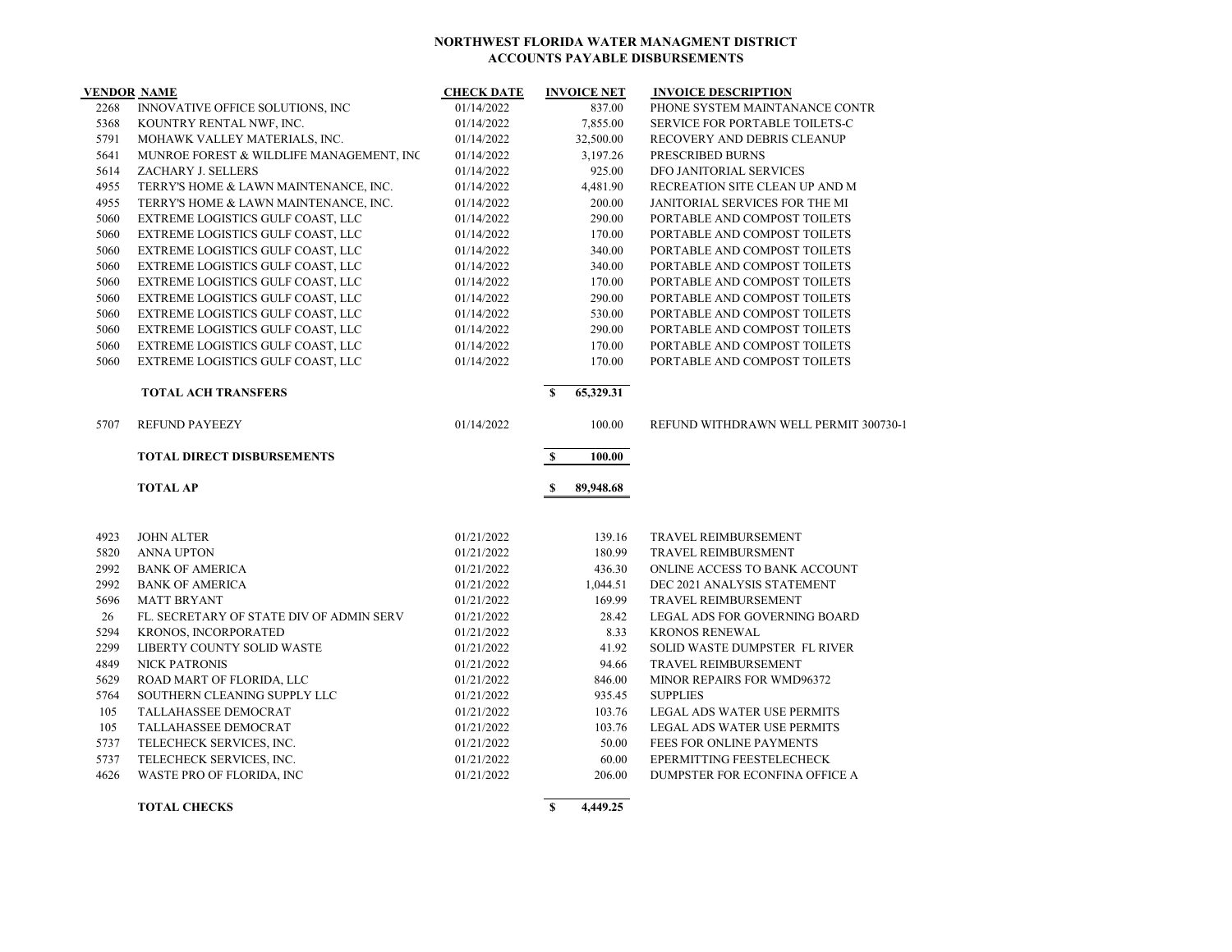**NORTHWEST FLORIDA WATER MANAGMENT DISTRICT**
**ACCOUNTS PAYABLE DISBURSEMENTS**

| VENDOR | NAME | CHECK DATE | INVOICE NET | INVOICE DESCRIPTION |
|---|---|---|---|---|
| 2268 | INNOVATIVE OFFICE SOLUTIONS, INC | 01/14/2022 | 837.00 | PHONE SYSTEM MAINTANANCE CONTR |
| 5368 | KOUNTRY RENTAL NWF, INC. | 01/14/2022 | 7,855.00 | SERVICE FOR PORTABLE TOILETS-C |
| 5791 | MOHAWK VALLEY MATERIALS, INC. | 01/14/2022 | 32,500.00 | RECOVERY AND DEBRIS CLEANUP |
| 5641 | MUNROE FOREST & WILDLIFE MANAGEMENT, INC | 01/14/2022 | 3,197.26 | PRESCRIBED BURNS |
| 5614 | ZACHARY J. SELLERS | 01/14/2022 | 925.00 | DFO JANITORIAL SERVICES |
| 4955 | TERRY'S HOME & LAWN MAINTENANCE, INC. | 01/14/2022 | 4,481.90 | RECREATION SITE CLEAN UP AND M |
| 4955 | TERRY'S HOME & LAWN MAINTENANCE, INC. | 01/14/2022 | 200.00 | JANITORIAL SERVICES FOR THE MI |
| 5060 | EXTREME LOGISTICS GULF COAST, LLC | 01/14/2022 | 290.00 | PORTABLE AND COMPOST TOILETS |
| 5060 | EXTREME LOGISTICS GULF COAST, LLC | 01/14/2022 | 170.00 | PORTABLE AND COMPOST TOILETS |
| 5060 | EXTREME LOGISTICS GULF COAST, LLC | 01/14/2022 | 340.00 | PORTABLE AND COMPOST TOILETS |
| 5060 | EXTREME LOGISTICS GULF COAST, LLC | 01/14/2022 | 340.00 | PORTABLE AND COMPOST TOILETS |
| 5060 | EXTREME LOGISTICS GULF COAST, LLC | 01/14/2022 | 170.00 | PORTABLE AND COMPOST TOILETS |
| 5060 | EXTREME LOGISTICS GULF COAST, LLC | 01/14/2022 | 290.00 | PORTABLE AND COMPOST TOILETS |
| 5060 | EXTREME LOGISTICS GULF COAST, LLC | 01/14/2022 | 530.00 | PORTABLE AND COMPOST TOILETS |
| 5060 | EXTREME LOGISTICS GULF COAST, LLC | 01/14/2022 | 290.00 | PORTABLE AND COMPOST TOILETS |
| 5060 | EXTREME LOGISTICS GULF COAST, LLC | 01/14/2022 | 170.00 | PORTABLE AND COMPOST TOILETS |
| 5060 | EXTREME LOGISTICS GULF COAST, LLC | 01/14/2022 | 170.00 | PORTABLE AND COMPOST TOILETS |
| | **TOTAL ACH TRANSFERS** | | **$ 65,329.31** | |
| 5707 | REFUND PAYEEZY | 01/14/2022 | 100.00 | REFUND WITHDRAWN WELL PERMIT 300730-1 |
| | **TOTAL DIRECT DISBURSEMENTS** | | **$ 100.00** | |
| | **TOTAL AP** | | **$ 89,948.68** | |
| 4923 | JOHN ALTER | 01/21/2022 | 139.16 | TRAVEL REIMBURSEMENT |
| 5820 | ANNA UPTON | 01/21/2022 | 180.99 | TRAVEL REIMBURSMENT |
| 2992 | BANK OF AMERICA | 01/21/2022 | 436.30 | ONLINE ACCESS TO BANK ACCOUNT |
| 2992 | BANK OF AMERICA | 01/21/2022 | 1,044.51 | DEC 2021 ANALYSIS STATEMENT |
| 5696 | MATT BRYANT | 01/21/2022 | 169.99 | TRAVEL REIMBURSEMENT |
| 26 | FL. SECRETARY OF STATE DIV OF ADMIN SERV | 01/21/2022 | 28.42 | LEGAL ADS FOR GOVERNING BOARD |
| 5294 | KRONOS, INCORPORATED | 01/21/2022 | 8.33 | KRONOS RENEWAL |
| 2299 | LIBERTY COUNTY SOLID WASTE | 01/21/2022 | 41.92 | SOLID WASTE DUMPSTER FL RIVER |
| 4849 | NICK PATRONIS | 01/21/2022 | 94.66 | TRAVEL REIMBURSEMENT |
| 5629 | ROAD MART OF FLORIDA, LLC | 01/21/2022 | 846.00 | MINOR REPAIRS FOR WMD96372 |
| 5764 | SOUTHERN CLEANING SUPPLY LLC | 01/21/2022 | 935.45 | SUPPLIES |
| 105 | TALLAHASSEE DEMOCRAT | 01/21/2022 | 103.76 | LEGAL ADS WATER USE PERMITS |
| 105 | TALLAHASSEE DEMOCRAT | 01/21/2022 | 103.76 | LEGAL ADS WATER USE PERMITS |
| 5737 | TELECHECK SERVICES, INC. | 01/21/2022 | 50.00 | FEES FOR ONLINE PAYMENTS |
| 5737 | TELECHECK SERVICES, INC. | 01/21/2022 | 60.00 | EPERMITTING FEESTELECHECK |
| 4626 | WASTE PRO OF FLORIDA, INC | 01/21/2022 | 206.00 | DUMPSTER FOR ECONFINA OFFICE A |
| | **TOTAL CHECKS** | | **$ 4,449.25** | |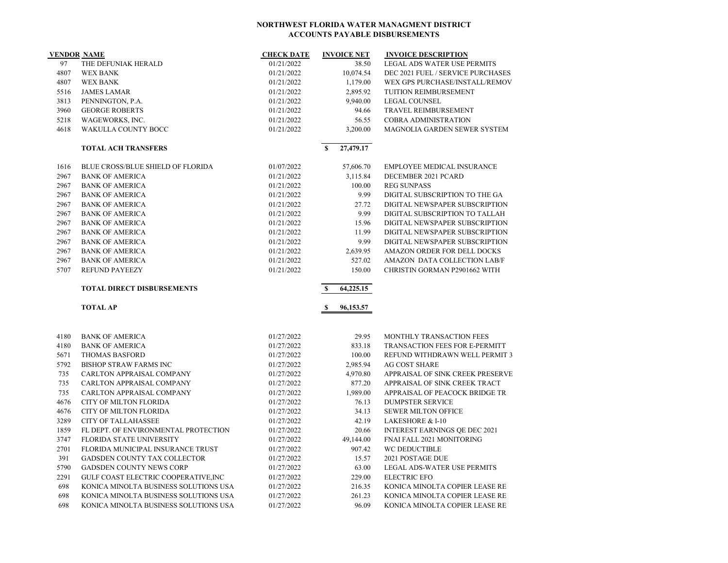**NORTHWEST FLORIDA WATER MANAGMENT DISTRICT**
**ACCOUNTS PAYABLE DISBURSEMENTS**

| VENDOR | NAME | CHECK DATE | INVOICE NET | INVOICE DESCRIPTION |
|---|---|---|---|---|
| 97 | THE DEFUNIAK HERALD | 01/21/2022 | 38.50 | LEGAL ADS WATER USE PERMITS |
| 4807 | WEX BANK | 01/21/2022 | 10,074.54 | DEC 2021 FUEL / SERVICE PURCHASES |
| 4807 | WEX BANK | 01/21/2022 | 1,179.00 | WEX GPS PURCHASE/INSTALL/REMOV |
| 5516 | JAMES LAMAR | 01/21/2022 | 2,895.92 | TUITION REIMBURSEMENT |
| 3813 | PENNINGTON, P.A. | 01/21/2022 | 9,940.00 | LEGAL COUNSEL |
| 3960 | GEORGE ROBERTS | 01/21/2022 | 94.66 | TRAVEL REIMBURSEMENT |
| 5218 | WAGEWORKS, INC. | 01/21/2022 | 56.55 | COBRA ADMINISTRATION |
| 4618 | WAKULLA COUNTY BOCC | 01/21/2022 | 3,200.00 | MAGNOLIA GARDEN SEWER SYSTEM |
| | **TOTAL ACH TRANSFERS** | | **$ 27,479.17** | |
| 1616 | BLUE CROSS/BLUE SHIELD OF FLORIDA | 01/07/2022 | 57,606.70 | EMPLOYEE MEDICAL INSURANCE |
| 2967 | BANK OF AMERICA | 01/21/2022 | 3,115.84 | DECEMBER 2021 PCARD |
| 2967 | BANK OF AMERICA | 01/21/2022 | 100.00 | REG SUNPASS |
| 2967 | BANK OF AMERICA | 01/21/2022 | 9.99 | DIGITAL SUBSCRIPTION TO THE GA |
| 2967 | BANK OF AMERICA | 01/21/2022 | 27.72 | DIGITAL NEWSPAPER SUBSCRIPTION |
| 2967 | BANK OF AMERICA | 01/21/2022 | 9.99 | DIGITAL SUBSCRIPTION TO TALLAH |
| 2967 | BANK OF AMERICA | 01/21/2022 | 15.96 | DIGITAL NEWSPAPER SUBSCRIPTION |
| 2967 | BANK OF AMERICA | 01/21/2022 | 11.99 | DIGITAL NEWSPAPER SUBSCRIPTION |
| 2967 | BANK OF AMERICA | 01/21/2022 | 9.99 | DIGITAL NEWSPAPER SUBSCRIPTION |
| 2967 | BANK OF AMERICA | 01/21/2022 | 2,639.95 | AMAZON ORDER FOR DELL DOCKS |
| 2967 | BANK OF AMERICA | 01/21/2022 | 527.02 | AMAZON DATA COLLECTION LAB/F |
| 5707 | REFUND PAYEEZY | 01/21/2022 | 150.00 | CHRISTIN GORMAN P2901662 WITH |
| | **TOTAL DIRECT DISBURSEMENTS** | | **$ 64,225.15** | |
| | **TOTAL AP** | | **$ 96,153.57** | |
| 4180 | BANK OF AMERICA | 01/27/2022 | 29.95 | MONTHLY TRANSACTION FEES |
| 4180 | BANK OF AMERICA | 01/27/2022 | 833.18 | TRANSACTION FEES FOR E-PERMITT |
| 5671 | THOMAS BASFORD | 01/27/2022 | 100.00 | REFUND WITHDRAWN WELL PERMIT 3 |
| 5792 | BISHOP STRAW FARMS INC | 01/27/2022 | 2,985.94 | AG COST SHARE |
| 735 | CARLTON APPRAISAL COMPANY | 01/27/2022 | 4,970.80 | APPRAISAL OF SINK CREEK PRESERVE |
| 735 | CARLTON APPRAISAL COMPANY | 01/27/2022 | 877.20 | APPRAISAL OF SINK CREEK TRACT |
| 735 | CARLTON APPRAISAL COMPANY | 01/27/2022 | 1,989.00 | APPRAISAL OF PEACOCK BRIDGE TR |
| 4676 | CITY OF MILTON FLORIDA | 01/27/2022 | 76.13 | DUMPSTER SERVICE |
| 4676 | CITY OF MILTON FLORIDA | 01/27/2022 | 34.13 | SEWER MILTON OFFICE |
| 3289 | CITY OF TALLAHASSEE | 01/27/2022 | 42.19 | LAKESHORE & I-10 |
| 1859 | FL DEPT. OF ENVIRONMENTAL PROTECTION | 01/27/2022 | 20.66 | INTEREST EARNINGS QE DEC 2021 |
| 3747 | FLORIDA STATE UNIVERSITY | 01/27/2022 | 49,144.00 | FNAI FALL 2021 MONITORING |
| 2701 | FLORIDA MUNICIPAL INSURANCE TRUST | 01/27/2022 | 907.42 | WC DEDUCTIBLE |
| 391 | GADSDEN COUNTY TAX COLLECTOR | 01/27/2022 | 15.57 | 2021 POSTAGE DUE |
| 5790 | GADSDEN COUNTY NEWS CORP | 01/27/2022 | 63.00 | LEGAL ADS-WATER USE PERMITS |
| 2291 | GULF COAST ELECTRIC COOPERATIVE,INC | 01/27/2022 | 229.00 | ELECTRIC EFO |
| 698 | KONICA MINOLTA BUSINESS SOLUTIONS USA | 01/27/2022 | 216.35 | KONICA MINOLTA COPIER LEASE RE |
| 698 | KONICA MINOLTA BUSINESS SOLUTIONS USA | 01/27/2022 | 261.23 | KONICA MINOLTA COPIER LEASE RE |
| 698 | KONICA MINOLTA BUSINESS SOLUTIONS USA | 01/27/2022 | 96.09 | KONICA MINOLTA COPIER LEASE RE |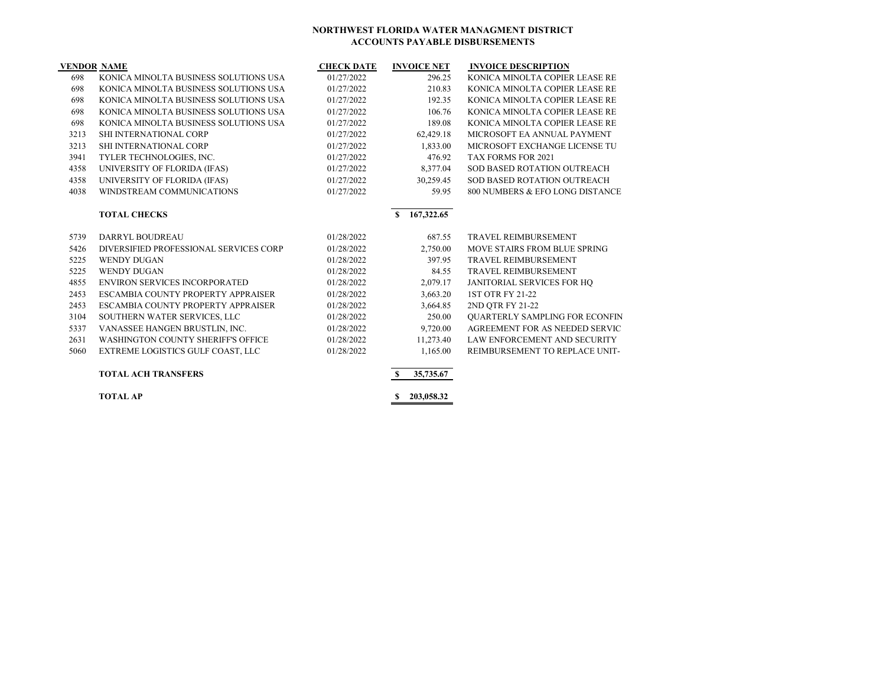**NORTHWEST FLORIDA WATER MANAGMENT DISTRICT**
**ACCOUNTS PAYABLE DISBURSEMENTS**

| VENDOR | NAME | CHECK DATE | INVOICE NET | INVOICE DESCRIPTION |
|---|---|---|---|---|
| 698 | KONICA MINOLTA BUSINESS SOLUTIONS USA | 01/27/2022 | 296.25 | KONICA MINOLTA COPIER LEASE RE |
| 698 | KONICA MINOLTA BUSINESS SOLUTIONS USA | 01/27/2022 | 210.83 | KONICA MINOLTA COPIER LEASE RE |
| 698 | KONICA MINOLTA BUSINESS SOLUTIONS USA | 01/27/2022 | 192.35 | KONICA MINOLTA COPIER LEASE RE |
| 698 | KONICA MINOLTA BUSINESS SOLUTIONS USA | 01/27/2022 | 106.76 | KONICA MINOLTA COPIER LEASE RE |
| 698 | KONICA MINOLTA BUSINESS SOLUTIONS USA | 01/27/2022 | 189.08 | KONICA MINOLTA COPIER LEASE RE |
| 3213 | SHI INTERNATIONAL CORP | 01/27/2022 | 62,429.18 | MICROSOFT EA ANNUAL PAYMENT |
| 3213 | SHI INTERNATIONAL CORP | 01/27/2022 | 1,833.00 | MICROSOFT EXCHANGE LICENSE TU |
| 3941 | TYLER TECHNOLOGIES, INC. | 01/27/2022 | 476.92 | TAX FORMS FOR 2021 |
| 4358 | UNIVERSITY OF FLORIDA (IFAS) | 01/27/2022 | 8,377.04 | SOD BASED ROTATION OUTREACH |
| 4358 | UNIVERSITY OF FLORIDA (IFAS) | 01/27/2022 | 30,259.45 | SOD BASED ROTATION OUTREACH |
| 4038 | WINDSTREAM COMMUNICATIONS | 01/27/2022 | 59.95 | 800 NUMBERS & EFO LONG DISTANCE |
| | **TOTAL CHECKS** | | **$ 167,322.65** | |
| 5739 | DARRYL BOUDREAU | 01/28/2022 | 687.55 | TRAVEL REIMBURSEMENT |
| 5426 | DIVERSIFIED PROFESSIONAL SERVICES CORP | 01/28/2022 | 2,750.00 | MOVE STAIRS FROM BLUE SPRING |
| 5225 | WENDY DUGAN | 01/28/2022 | 397.95 | TRAVEL REIMBURSEMENT |
| 5225 | WENDY DUGAN | 01/28/2022 | 84.55 | TRAVEL REIMBURSEMENT |
| 4855 | ENVIRON SERVICES INCORPORATED | 01/28/2022 | 2,079.17 | JANITORIAL SERVICES FOR HQ |
| 2453 | ESCAMBIA COUNTY PROPERTY APPRAISER | 01/28/2022 | 3,663.20 | 1ST QTR FY 21-22 |
| 2453 | ESCAMBIA COUNTY PROPERTY APPRAISER | 01/28/2022 | 3,664.85 | 2ND QTR FY 21-22 |
| 3104 | SOUTHERN WATER SERVICES, LLC | 01/28/2022 | 250.00 | QUARTERLY SAMPLING FOR ECONFIN |
| 5337 | VANASSEE HANGEN BRUSTLIN, INC. | 01/28/2022 | 9,720.00 | AGREEMENT FOR AS NEEDED SERVIC |
| 2631 | WASHINGTON COUNTY SHERIFF'S OFFICE | 01/28/2022 | 11,273.40 | LAW ENFORCEMENT AND SECURITY |
| 5060 | EXTREME LOGISTICS GULF COAST, LLC | 01/28/2022 | 1,165.00 | REIMBURSEMENT TO REPLACE UNIT- |
| | **TOTAL ACH TRANSFERS** | | **$ 35,735.67** | |
| | **TOTAL AP** | | **$ 203,058.32** | |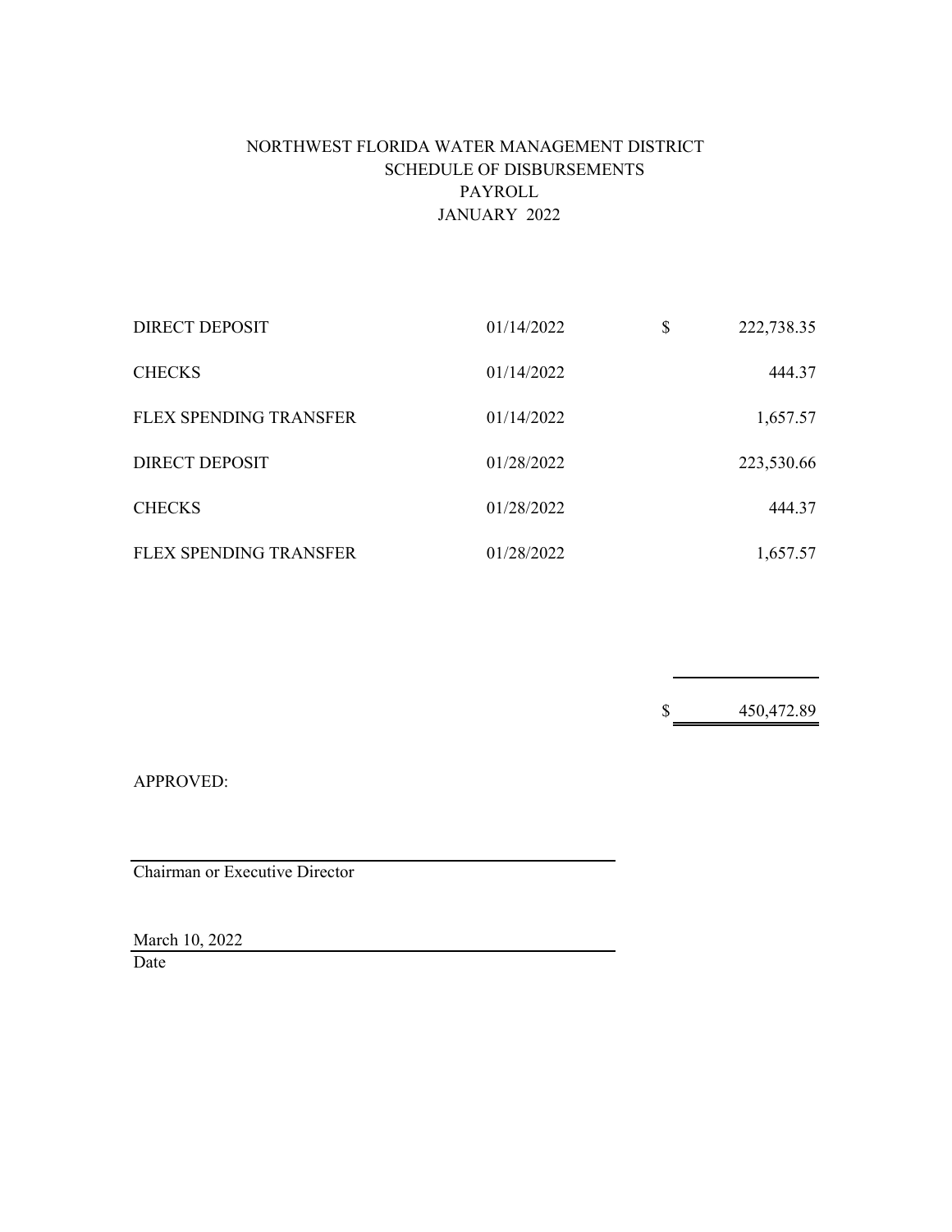# NORTHWEST FLORIDA WATER MANAGEMENT DISTRICT

## SCHEDULE OF DISBURSEMENTS

## PAYROLL

## JANUARY 2022

| | | | |
|---|---|---|---|
| DIRECT DEPOSIT | 01/14/2022 | $ | 222,738.35 |
| CHECKS | 01/14/2022 | | 444.37 |
| FLEX SPENDING TRANSFER | 01/14/2022 | | 1,657.57 |
| DIRECT DEPOSIT | 01/28/2022 | | 223,530.66 |
| CHECKS | 01/28/2022 | | 444.37 |
| FLEX SPENDING TRANSFER | 01/28/2022 | | 1,657.57 |
| | | $ | 450,472.89 |

APPROVED:

Chairman or Executive Director

March 10, 2022

Date